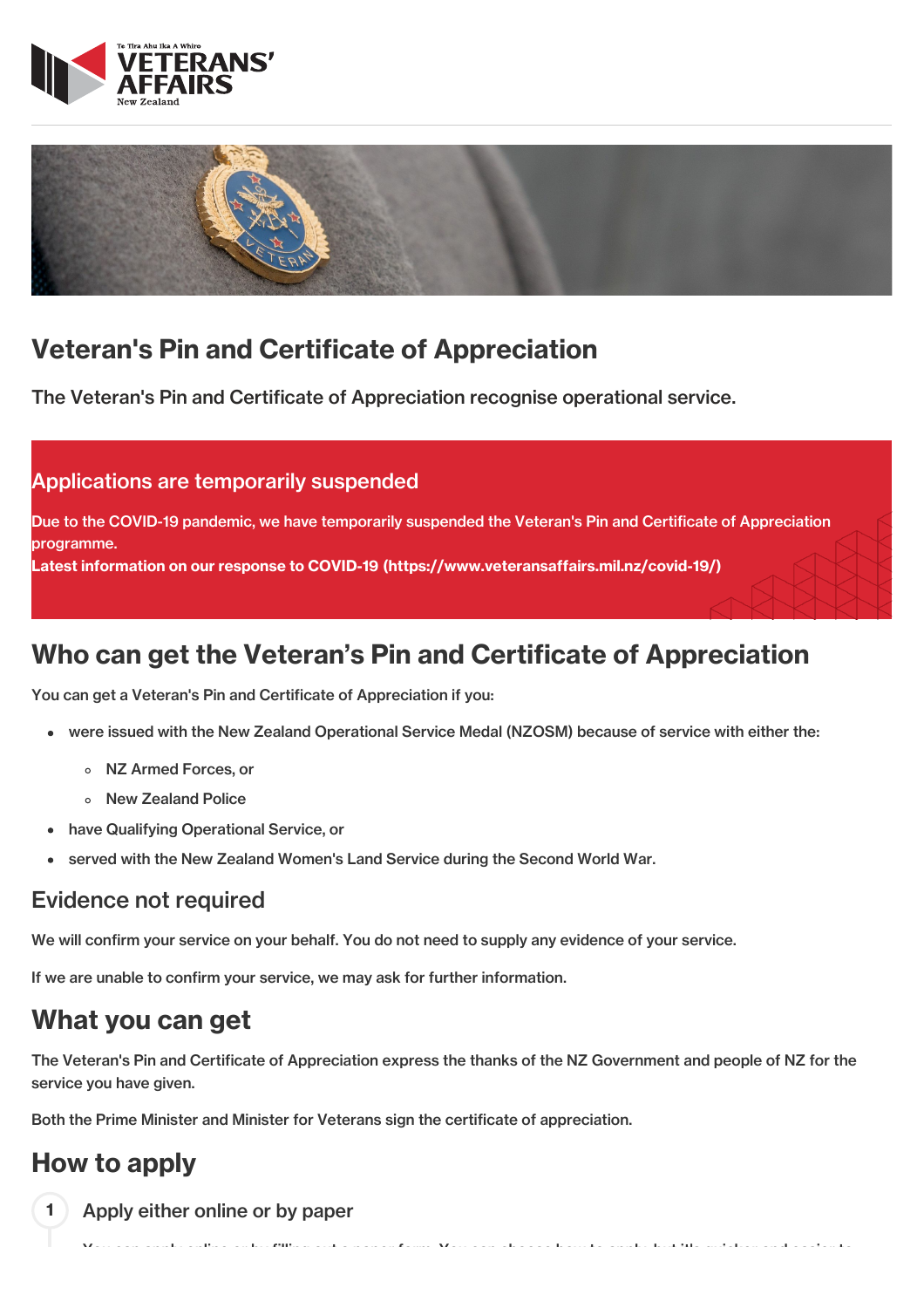# Veteran's Pin and Certificate of Appreciation

The Veteran's Pin and Certificate of Appreciation recognise operational service.

## Applications are temporarily suspended

**Due to the COVID-19 pandemic, we have temporarily suspended the Veteran's Pin and Certificate of Appreciation programme.**

**Latest information on our response to COVID-19 (https://www.veteransaffairs.mil.nz/covid-19/)**

## Who can get the Veteran's Pin and Certificate of Appreciation

You can get a Veteran's Pin and Certificate of Appreciation if you:

- were issued with the New Zealand Operational Service Medal (NZOSM) because of service with either the:
  - NZ Armed Forces, or
  - New Zealand Police
- have Qualifying Operational Service, or
- served with the New Zealand Women's Land Service during the Second World War.

### Evidence not required

We will confirm your service on your behalf. You do not need to supply any evidence of your service.

If we are unable to confirm your service, we may ask for further information.

## What you can get

The Veteran's Pin and Certificate of Appreciation express the thanks of the NZ Government and people of NZ for the service you have given.

Both the Prime Minister and Minister for Veterans sign the certificate of appreciation.

## How to apply

1. Apply either online or by paper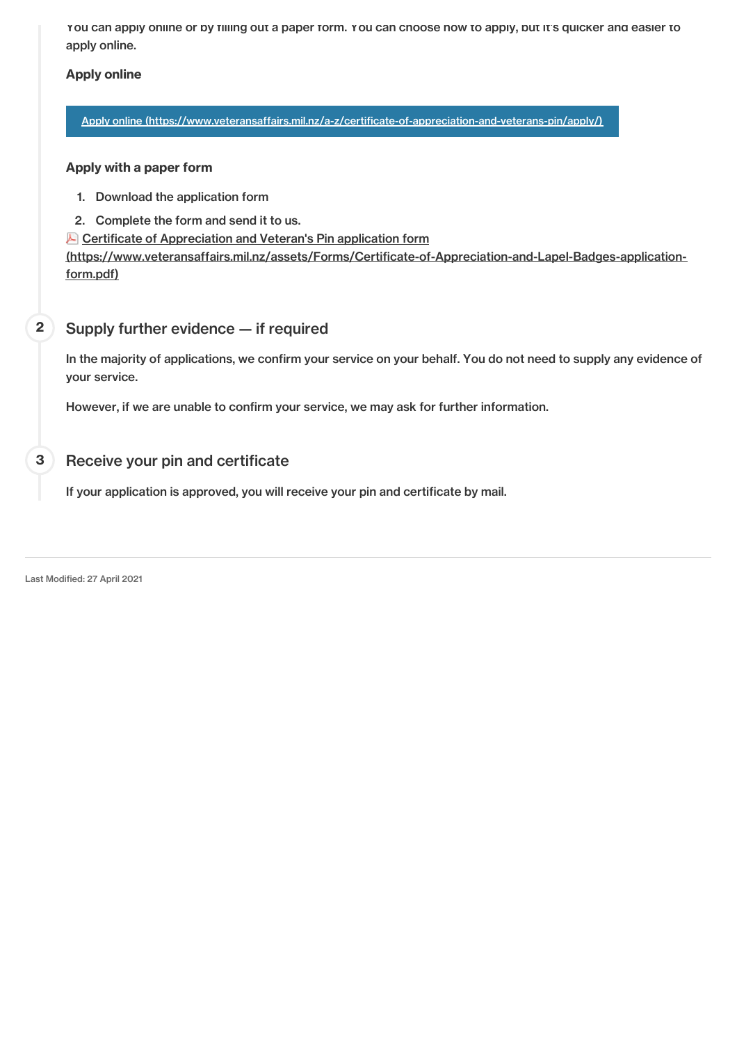You can apply online or by filling out a paper form. You can choose how to apply, but it's quicker and easier to apply online.

**Apply online**

[Apply online (https://www.veteransaffairs.mil.nz/a-z/certificate-of-appreciation-and-veterans-pin/apply/)](https://www.veteransaffairs.mil.nz/a-z/certificate-of-appreciation-and-veterans-pin/apply/)

**Apply with a paper form**

1. Download the application form
2. Complete the form and send it to us.

[Certificate of Appreciation and Veteran's Pin application form (https://www.veteransaffairs.mil.nz/assets/Forms/Certificate-of-Appreciation-and-Lapel-Badges-application-form.pdf)](https://www.veteransaffairs.mil.nz/assets/Forms/Certificate-of-Appreciation-and-Lapel-Badges-application-form.pdf)

## 2 Supply further evidence — if required

In the majority of applications, we confirm your service on your behalf. You do not need to supply any evidence of your service.

However, if we are unable to confirm your service, we may ask for further information.

## 3 Receive your pin and certificate

If your application is approved, you will receive your pin and certificate by mail.

---

Last Modified: 27 April 2021